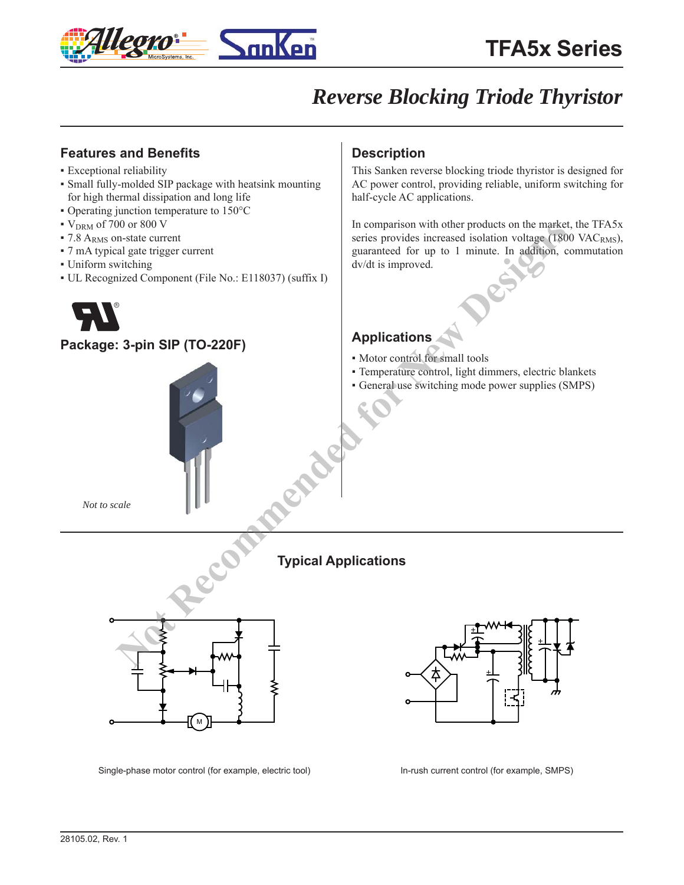# TFA5x Series

## Reverse Blocking Triode Thyristor

### Features and Benefits

- Exceptional reliability
- Small fully-molded SIP package with heatsink mounting for high thermal dissipation and long life
- Operating junction temperature to 150°C
- $V_{DRM}$ of 700 or 800 V
- 7.8 $A_{RMS}$ on-state current
- 7 mA typical gate trigger current
- Uniform switching
- UL Recognized Component (File No.: E118037) (suffix I)

### Package: 3-pin SIP (TO-220F)

*Not to scale*

### Description

This Sanken reverse blocking triode thyristor is designed for AC power control, providing reliable, uniform switching for half-cycle AC applications.

In comparison with other products on the market, the TFA5x series provides increased isolation voltage (1800 $VAC_{RMS}$), guaranteed for up to 1 minute. In addition, commutation dv/dt is improved.

### Applications

- Motor control for small tools
- Temperature control, light dimmers, electric blankets
- General use switching mode power supplies (SMPS)

Not Recommended for New Designs

### Typical Applications

Single-phase motor control (for example, electric tool)

In-rush current control (for example, SMPS)

28105.02, Rev. 1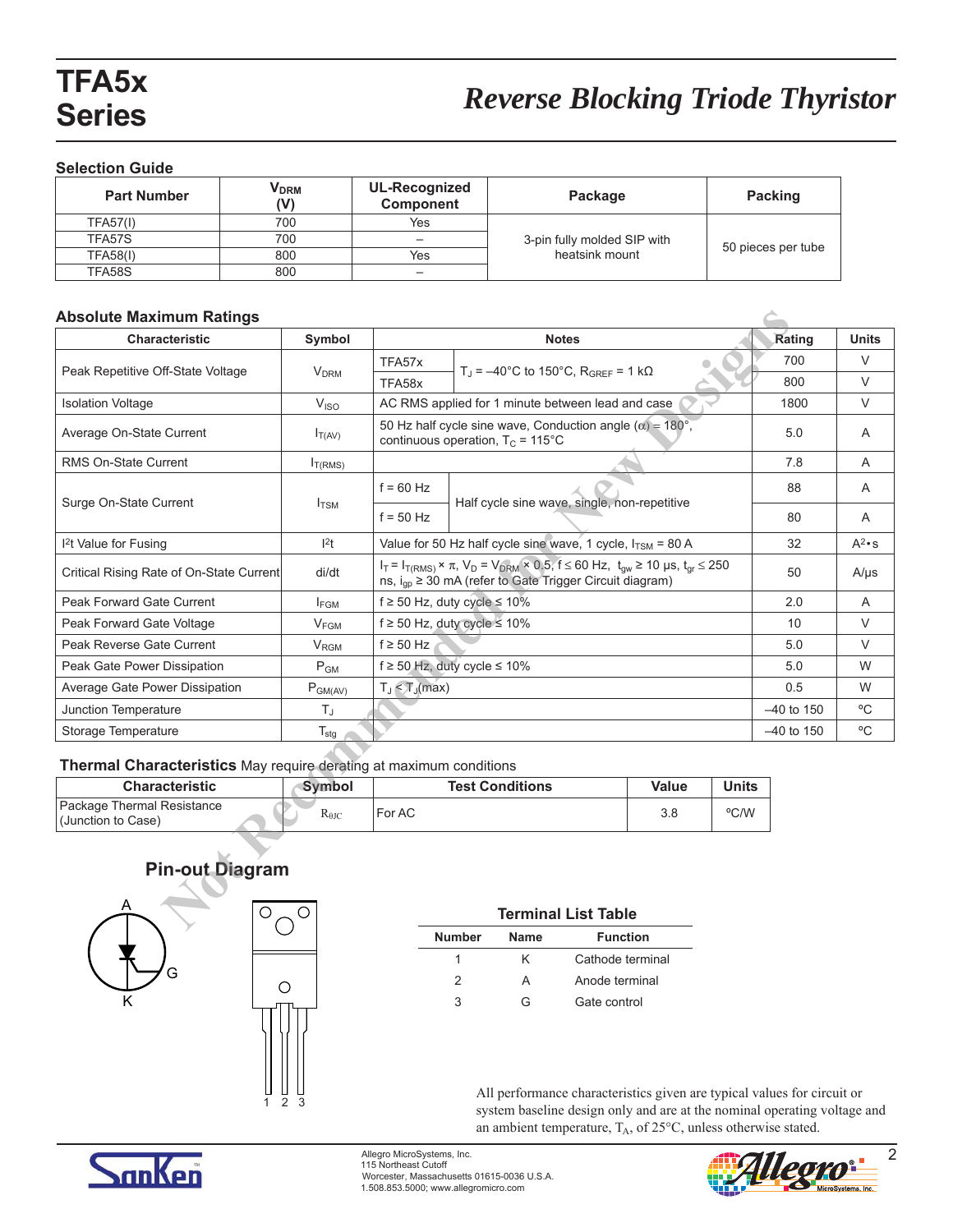# TFA5x Series

## *Reverse Blocking Triode Thyristor*

### Selection Guide

| Part Number | $V_{DRM}$ (V) | UL-Recognized Component | Package | Packing |
|---|---|---|---|---|
| TFA57(I) | 700 | Yes | 3-pin fully molded SIP with heatsink mount | 50 pieces per tube |
| TFA57S | 700 | – | | |
| TFA58(I) | 800 | Yes | | |
| TFA58S | 800 | – | | |

### Absolute Maximum Ratings

| Characteristic | Symbol | Notes | | Rating | Units |
|---|---|---|---|---|---|
| Peak Repetitive Off-State Voltage | $V_{DRM}$ | TFA57x | $T_J$ = –40°C to 150°C, $R_{GREF}$ = 1 kΩ | 700 | V |
| | | TFA58x | | 800 | V |
| Isolation Voltage | $V_{ISO}$ | AC RMS applied for 1 minute between lead and case | | 1800 | V |
| Average On-State Current | $I_{T(AV)}$ | 50 Hz half cycle sine wave, Conduction angle ($\alpha$) = 180°, continuous operation, $T_C$ = 115°C | | 5.0 | A |
| RMS On-State Current | $I_{T(RMS)}$ | | | 7.8 | A |
| Surge On-State Current | $I_{TSM}$ | f = 60 Hz | Half cycle sine wave, single, non-repetitive | 88 | A |
| | | f = 50 Hz | | 80 | A |
| $I^2t$ Value for Fusing | $I^2t$ | Value for 50 Hz half cycle sine wave, 1 cycle, $I_{TSM}$ = 80 A | | 32 | $A^2 \cdot s$ |
| Critical Rising Rate of On-State Current | di/dt | $I_T = I_{T(RMS)} \times \pi$, $V_D = V_{DRM} \times 0.5$, f ≤ 60 Hz, $t_{gw}$ ≥ 10 μs, $t_{gr}$ ≤ 250 ns, $i_{gp}$ ≥ 30 mA (refer to Gate Trigger Circuit diagram) | | 50 | A/μs |
| Peak Forward Gate Current | $I_{FGM}$ | f ≥ 50 Hz, duty cycle ≤ 10% | | 2.0 | A |
| Peak Forward Gate Voltage | $V_{FGM}$ | f ≥ 50 Hz, duty cycle ≤ 10% | | 10 | V |
| Peak Reverse Gate Current | $V_{RGM}$ | f ≥ 50 Hz | | 5.0 | V |
| Peak Gate Power Dissipation | $P_{GM}$ | f ≥ 50 Hz, duty cycle ≤ 10% | | 5.0 | W |
| Average Gate Power Dissipation | $P_{GM(AV)}$ | $T_J < T_J$(max) | | 0.5 | W |
| Junction Temperature | $T_J$ | | | –40 to 150 | ºC |
| Storage Temperature | $T_{stg}$ | | | –40 to 150 | ºC |

### Thermal Characteristics May require derating at maximum conditions

| Characteristic | Symbol | Test Conditions | Value | Units |
|---|---|---|---|---|
| Package Thermal Resistance (Junction to Case) | $R_{\theta JC}$ | For AC | 3.8 | ºC/W |

### Pin-out Diagram

**Terminal List Table**

| Number | Name | Function |
|---|---|---|
| 1 | K | Cathode terminal |
| 2 | A | Anode terminal |
| 3 | G | Gate control |

All performance characteristics given are typical values for circuit or system baseline design only and are at the nominal operating voltage and an ambient temperature, $T_A$, of 25°C, unless otherwise stated.

Not Recommended for New Designs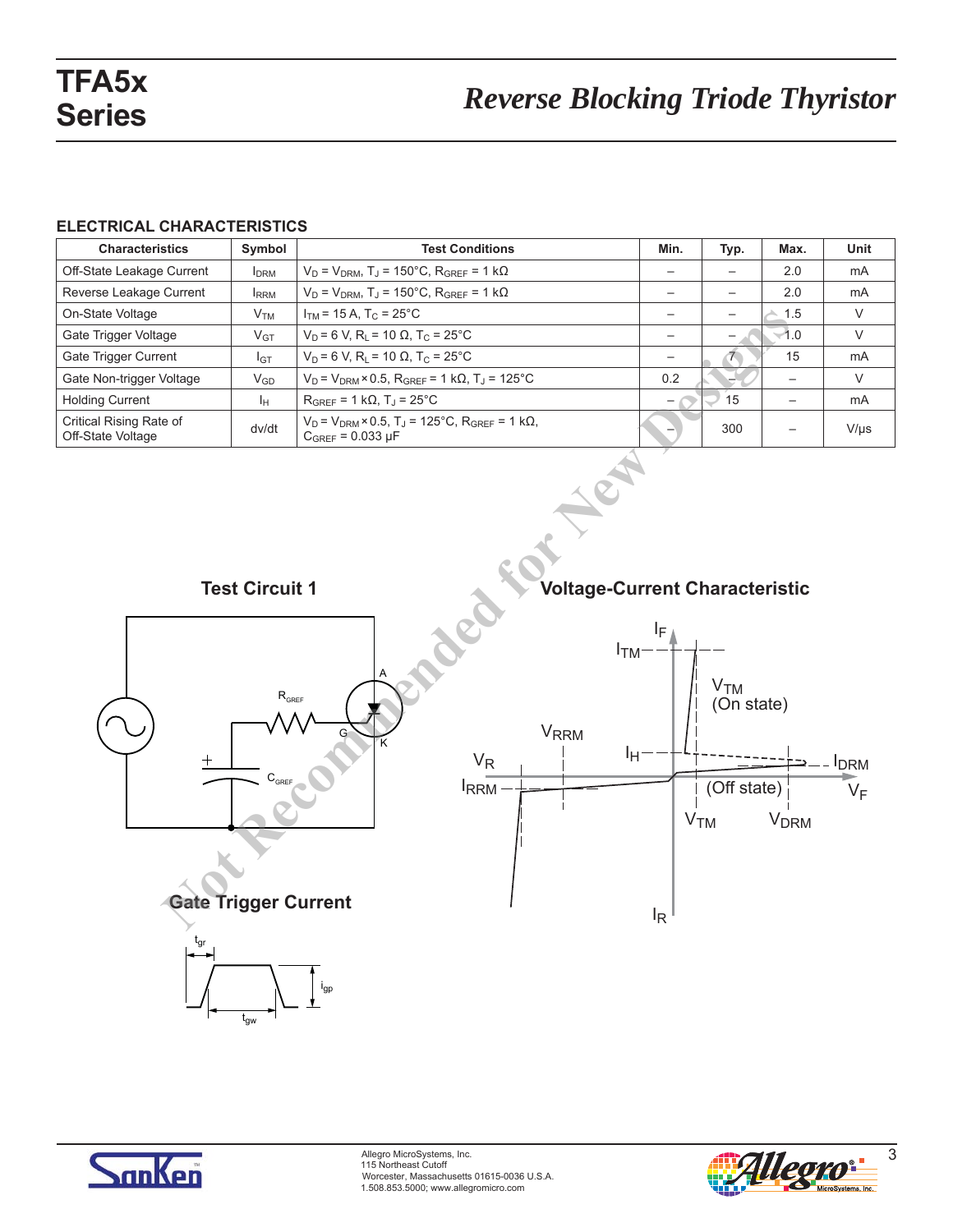## ELECTRICAL CHARACTERISTICS

| Characteristics | Symbol | Test Conditions | Min. | Typ. | Max. | Unit |
|---|---|---|---|---|---|---|
| Off-State Leakage Current | $I_{DRM}$ | $V_D = V_{DRM}$, $T_J = 150°C$, $R_{GREF} = 1\ k\Omega$ | – | – | 2.0 | mA |
| Reverse Leakage Current | $I_{RRM}$ | $V_D = V_{DRM}$, $T_J = 150°C$, $R_{GREF} = 1\ k\Omega$ | – | – | 2.0 | mA |
| On-State Voltage | $V_{TM}$ | $I_{TM} = 15\ A$, $T_C = 25°C$ | – | – | 1.5 | V |
| Gate Trigger Voltage | $V_{GT}$ | $V_D = 6\ V$, $R_L = 10\ \Omega$, $T_C = 25°C$ | – | – | 1.0 | V |
| Gate Trigger Current | $I_{GT}$ | $V_D = 6\ V$, $R_L = 10\ \Omega$, $T_C = 25°C$ | – | 7 | 15 | mA |
| Gate Non-trigger Voltage | $V_{GD}$ | $V_D = V_{DRM} \times 0.5$, $R_{GREF} = 1\ k\Omega$, $T_J = 125°C$ | 0.2 | – | – | V |
| Holding Current | $I_H$ | $R_{GREF} = 1\ k\Omega$, $T_J = 25°C$ | – | 15 | – | mA |
| Critical Rising Rate of Off-State Voltage | dv/dt | $V_D = V_{DRM} \times 0.5$, $T_J = 125°C$, $R_{GREF} = 1\ k\Omega$, $C_{GREF} = 0.033\ \mu F$ | – | 300 | – | V/µs |

### Test Circuit 1

### Voltage-Current Characteristic

### Gate Trigger Current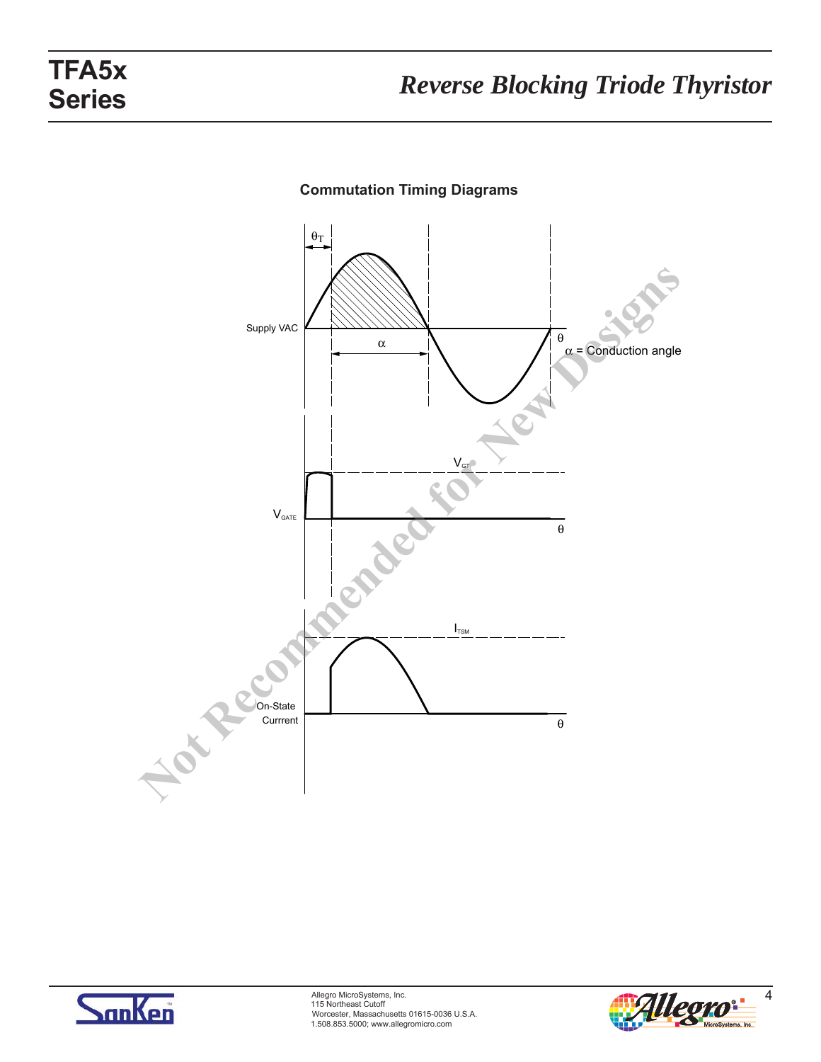## Commutation Timing Diagrams

Supply VAC

$\theta_T$

$\alpha$

$\theta$

$\alpha$ = Conduction angle

$V_{GATE}$

$V_{GT}$

$\theta$

On-State Currrent

$I_{TSM}$

$\theta$

Not Recommended for New Designs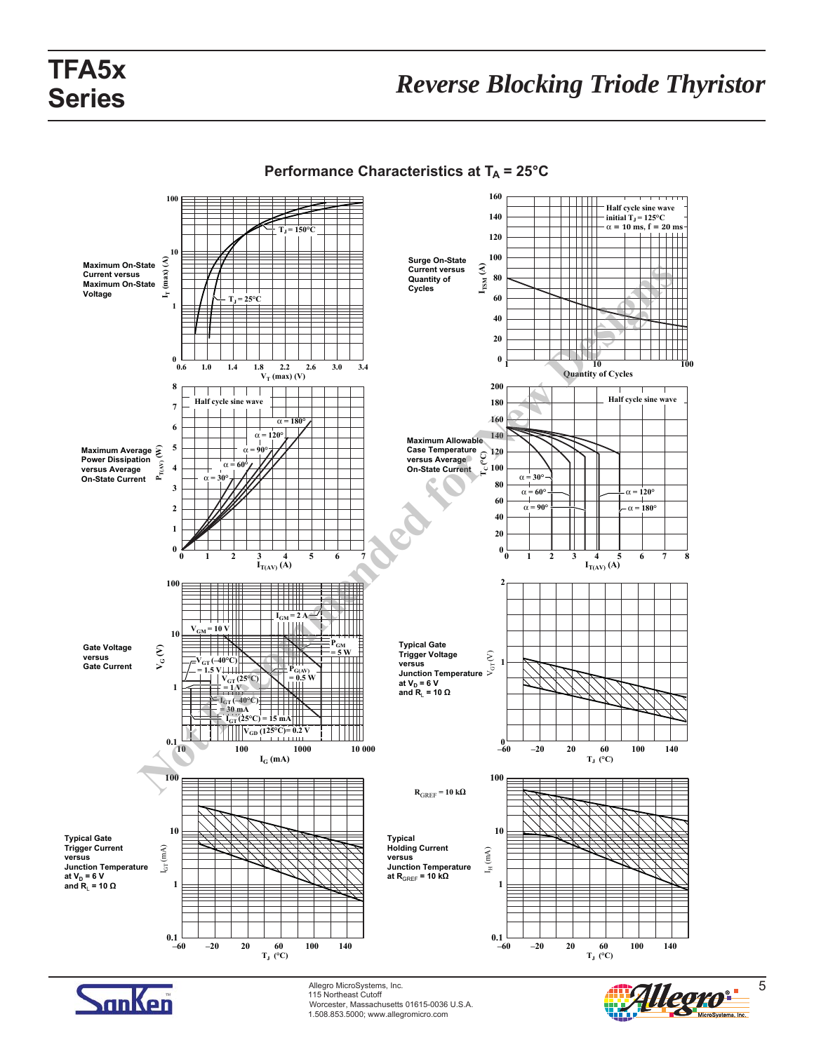## Performance Characteristics at $T_A$ = 25°C

**Maximum On-State Current versus Maximum On-State Voltage**

$I_T$ (max) (A) vs $V_T$ (max) (V); curves: $T_J$ = 150°C, $T_J$ = 25°C

**Surge On-State Current versus Quantity of Cycles**

$I_{TSM}$ (A) vs Quantity of Cycles; Half cycle sine wave, initial $T_J$ = 125°C, α = 10 ms, f = 20 ms

**Maximum Average Power Dissipation versus Average On-State Current**

$P_{T(AV)}$ (W) vs $I_{T(AV)}$ (A); Half cycle sine wave; α = 30°, α = 60°, α = 90°, α = 120°, α = 180°

**Maximum Allowable Case Temperature versus Average On-State Current**

$T_C$ (°C) vs $I_{T(AV)}$ (A); Half cycle sine wave; α = 30°, α = 60°, α = 90°, α = 120°, α = 180°

**Gate Voltage versus Gate Current**

$V_G$ (V) vs $I_G$ (mA); $V_{GM}$ = 10 V; $I_{GM}$ = 2 A; $P_{GM}$ = 5 W; $P_{G(AV)}$ = 0.5 W; $V_{GT}$ (–40°C) = 1.5 V; $V_{GT}$ (25°C) = 1 V; $I_{GT}$ (–40°C) = 30 mA; $I_{GT}$ (25°C) = 15 mA; $V_{GD}$ (125°C) = 0.2 V

**Typical Gate Trigger Voltage versus Junction Temperature at $V_D$ = 6 V and $R_L$ = 10 Ω**

$V_{GT}$ (V) vs $T_J$ (°C)

**Typical Gate Trigger Current versus Junction Temperature at $V_D$ = 6 V and $R_L$ = 10 Ω**

$I_{GT}$ (mA) vs $T_J$ (°C)

**Typical Holding Current versus Junction Temperature at $R_{GREF}$ = 10 kΩ**

$I_H$ (mA) vs $T_J$ (°C); $R_{GREF}$ = 10 kΩ

Not Recommended for New Designs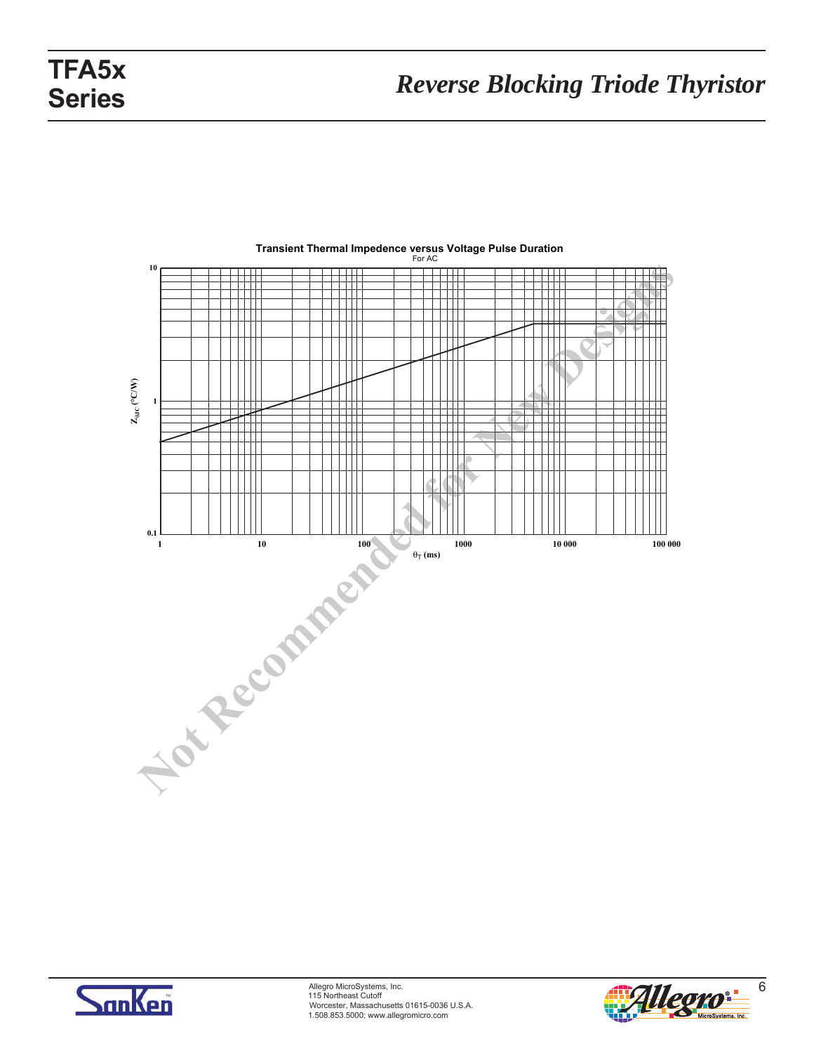**Transient Thermal Impedence versus Voltage Pulse Duration**

For AC

$Z_{\theta JC}$ (°C/W)

$\theta_T$ (ms)

Not Recommended for New Designs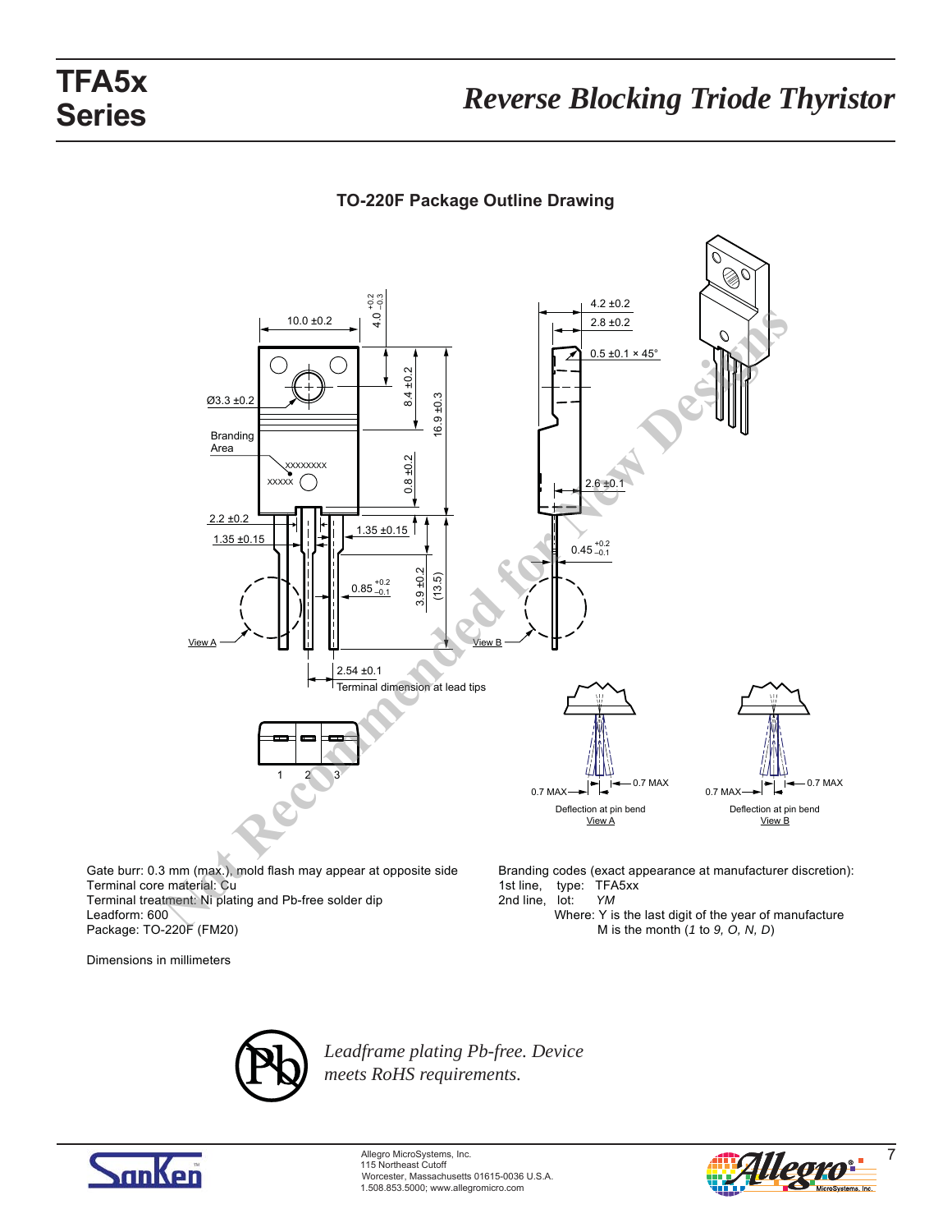## TO-220F Package Outline Drawing

Gate burr: 0.3 mm (max.), mold flash may appear at opposite side
Terminal core material: Cu
Terminal treatment: Ni plating and Pb-free solder dip
Leadform: 600
Package: TO-220F (FM20)

Dimensions in millimeters

Branding codes (exact appearance at manufacturer discretion):
1st line, type: TFA5xx
2nd line, lot: *YM*
Where: Y is the last digit of the year of manufacture
M is the month (*1* to *9, O, N, D*)

*Leadframe plating Pb-free. Device meets RoHS requirements.*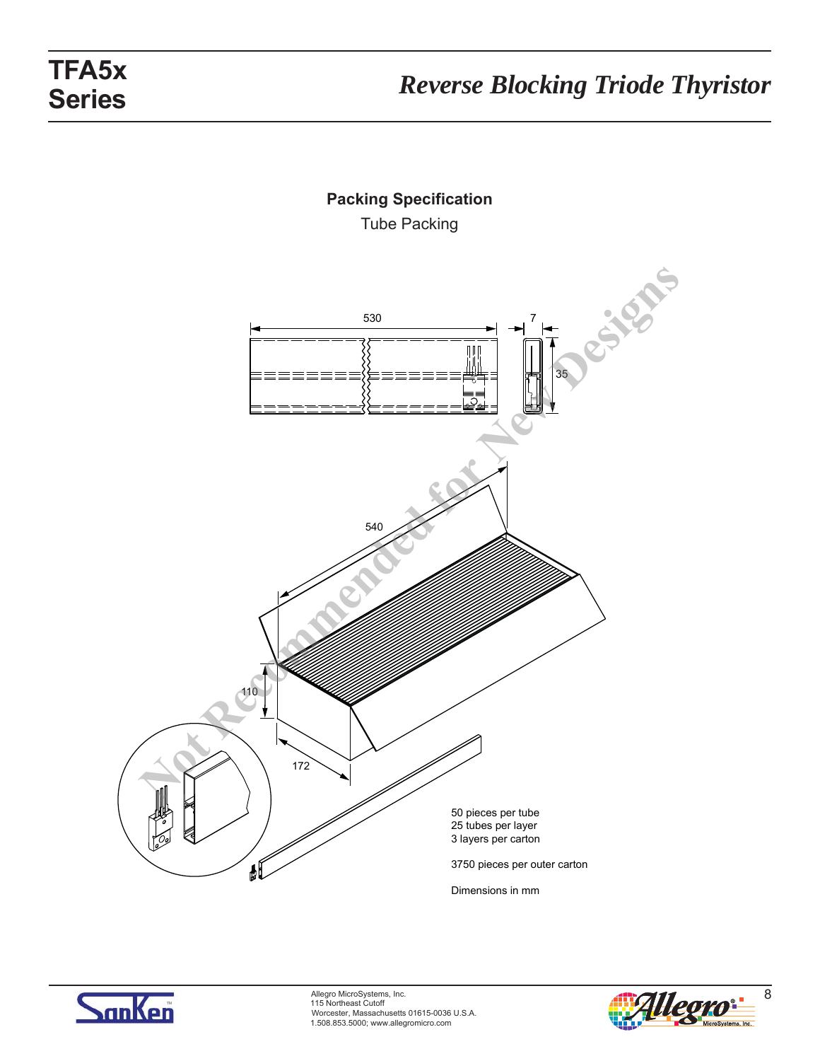## Packing Specification

Tube Packing

530

7

35

540

110

172

50 pieces per tube
25 tubes per layer
3 layers per carton

3750 pieces per outer carton

Dimensions in mm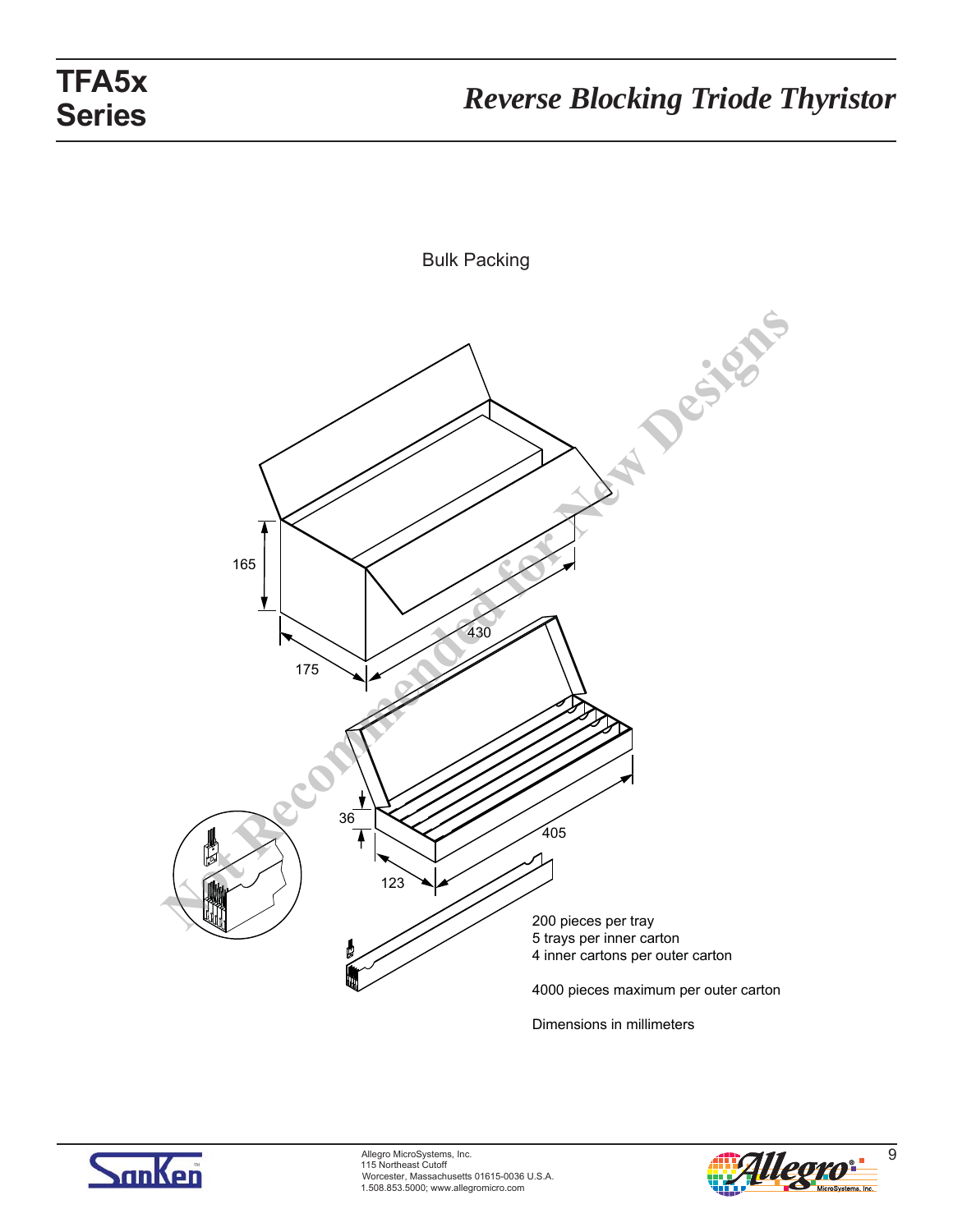Bulk Packing

165

175

430

36

123

405

200 pieces per tray
5 trays per inner carton
4 inner cartons per outer carton

4000 pieces maximum per outer carton

Dimensions in millimeters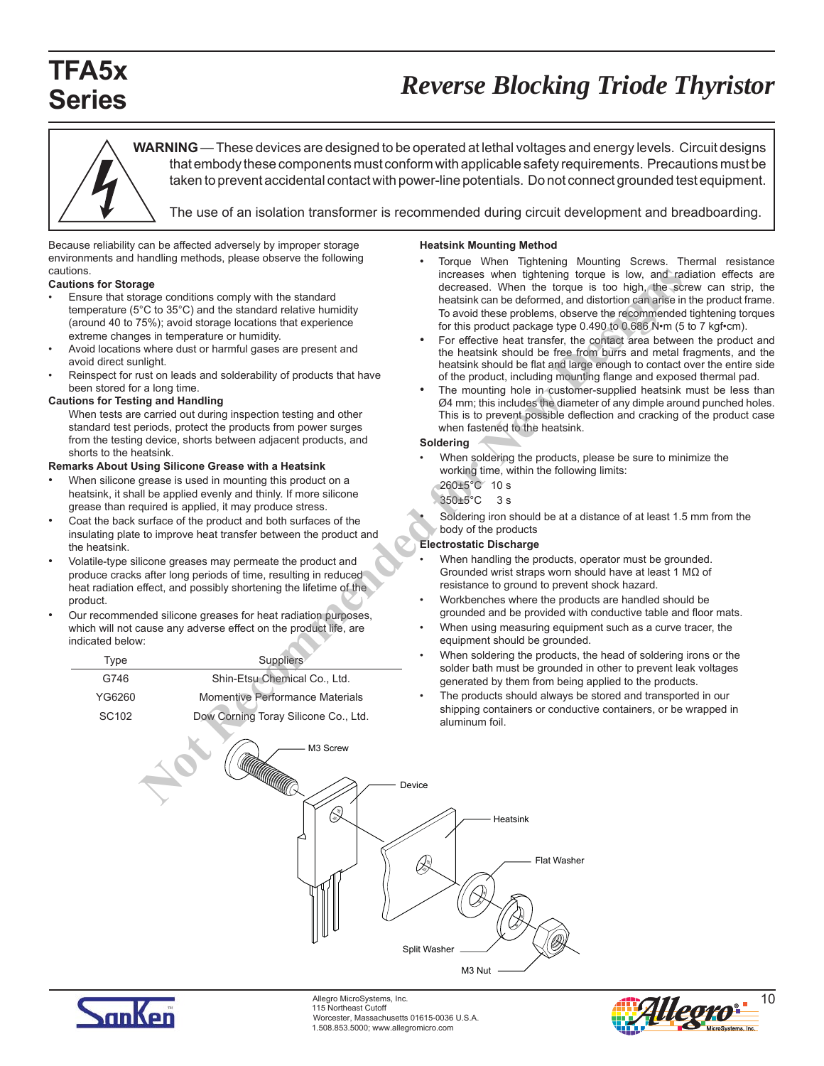# TFA5x Series

## *Reverse Blocking Triode Thyristor*

**WARNING** — These devices are designed to be operated at lethal voltages and energy levels. Circuit designs that embody these components must conform with applicable safety requirements. Precautions must be taken to prevent accidental contact with power-line potentials. Do not connect grounded test equipment.

The use of an isolation transformer is recommended during circuit development and breadboarding.

Because reliability can be affected adversely by improper storage environments and handling methods, please observe the following cautions.

**Cautions for Storage**

- Ensure that storage conditions comply with the standard temperature (5°C to 35°C) and the standard relative humidity (around 40 to 75%); avoid storage locations that experience extreme changes in temperature or humidity.
- Avoid locations where dust or harmful gases are present and avoid direct sunlight.
- Reinspect for rust on leads and solderability of products that have been stored for a long time.

**Cautions for Testing and Handling**

When tests are carried out during inspection testing and other standard test periods, protect the products from power surges from the testing device, shorts between adjacent products, and shorts to the heatsink.

**Remarks About Using Silicone Grease with a Heatsink**

- When silicone grease is used in mounting this product on a heatsink, it shall be applied evenly and thinly. If more silicone grease than required is applied, it may produce stress.
- Coat the back surface of the product and both surfaces of the insulating plate to improve heat transfer between the product and the heatsink.
- Volatile-type silicone greases may permeate the product and produce cracks after long periods of time, resulting in reduced heat radiation effect, and possibly shortening the lifetime of the product.
- Our recommended silicone greases for heat radiation purposes, which will not cause any adverse effect on the product life, are indicated below:

| Type | Suppliers |
|---|---|
| G746 | Shin-Etsu Chemical Co., Ltd. |
| YG6260 | Momentive Performance Materials |
| SC102 | Dow Corning Toray Silicone Co., Ltd. |

**Heatsink Mounting Method**

- Torque When Tightening Mounting Screws. Thermal resistance increases when tightening torque is low, and radiation effects are decreased. When the torque is too high, the screw can strip, the heatsink can be deformed, and distortion can arise in the product frame. To avoid these problems, observe the recommended tightening torques for this product package type 0.490 to 0.686 N•m (5 to 7 kgf•cm).
- For effective heat transfer, the contact area between the product and the heatsink should be free from burrs and metal fragments, and the heatsink should be flat and large enough to contact over the entire side of the product, including mounting flange and exposed thermal pad.
- The mounting hole in customer-supplied heatsink must be less than Ø4 mm; this includes the diameter of any dimple around punched holes. This is to prevent possible deflection and cracking of the product case when fastened to the heatsink.

**Soldering**

- When soldering the products, please be sure to minimize the working time, within the following limits:

  260±5°C 10 s

  350±5°C 3 s
- Soldering iron should be at a distance of at least 1.5 mm from the body of the products

**Electrostatic Discharge**

- When handling the products, operator must be grounded. Grounded wrist straps worn should have at least 1 MΩ of resistance to ground to prevent shock hazard.
- Workbenches where the products are handled should be grounded and be provided with conductive table and floor mats.
- When using measuring equipment such as a curve tracer, the equipment should be grounded.
- When soldering the products, the head of soldering irons or the solder bath must be grounded in other to prevent leak voltages generated by them from being applied to the products.
- The products should always be stored and transported in our shipping containers or conductive containers, or be wrapped in aluminum foil.

M3 Screw, Device, Heatsink, Flat Washer, Split Washer, M3 Nut

Allegro MicroSystems, Inc.
115 Northeast Cutoff
Worcester, Massachusetts 01615-0036 U.S.A.
1.508.853.5000; www.allegromicro.com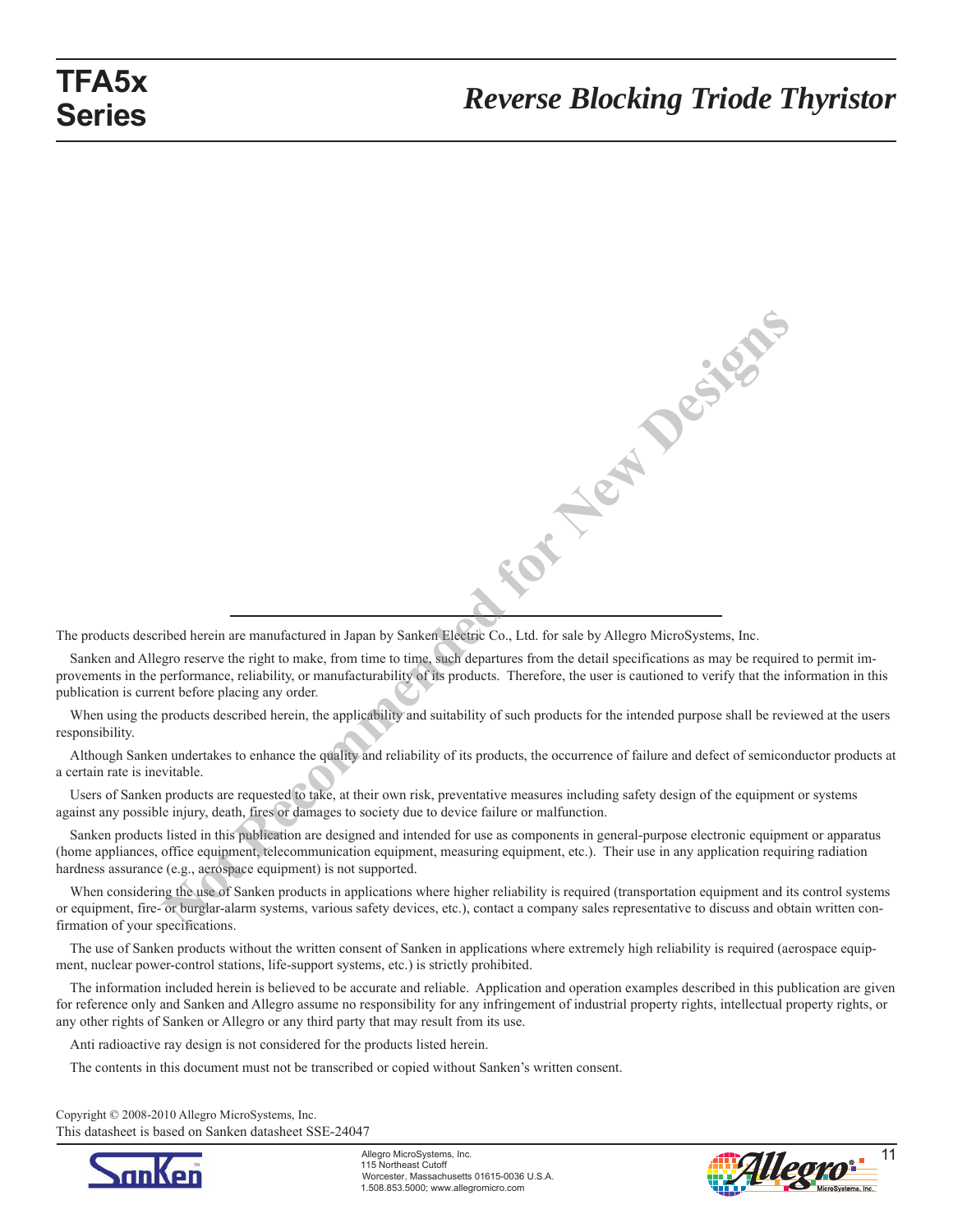The products described herein are manufactured in Japan by Sanken Electric Co., Ltd. for sale by Allegro MicroSystems, Inc.

Sanken and Allegro reserve the right to make, from time to time, such departures from the detail specifications as may be required to permit improvements in the performance, reliability, or manufacturability of its products. Therefore, the user is cautioned to verify that the information in this publication is current before placing any order.

When using the products described herein, the applicability and suitability of such products for the intended purpose shall be reviewed at the users responsibility.

Although Sanken undertakes to enhance the quality and reliability of its products, the occurrence of failure and defect of semiconductor products at a certain rate is inevitable.

Users of Sanken products are requested to take, at their own risk, preventative measures including safety design of the equipment or systems against any possible injury, death, fires or damages to society due to device failure or malfunction.

Sanken products listed in this publication are designed and intended for use as components in general-purpose electronic equipment or apparatus (home appliances, office equipment, telecommunication equipment, measuring equipment, etc.). Their use in any application requiring radiation hardness assurance (e.g., aerospace equipment) is not supported.

When considering the use of Sanken products in applications where higher reliability is required (transportation equipment and its control systems or equipment, fire- or burglar-alarm systems, various safety devices, etc.), contact a company sales representative to discuss and obtain written confirmation of your specifications.

The use of Sanken products without the written consent of Sanken in applications where extremely high reliability is required (aerospace equipment, nuclear power-control stations, life-support systems, etc.) is strictly prohibited.

The information included herein is believed to be accurate and reliable. Application and operation examples described in this publication are given for reference only and Sanken and Allegro assume no responsibility for any infringement of industrial property rights, intellectual property rights, or any other rights of Sanken or Allegro or any third party that may result from its use.

Anti radioactive ray design is not considered for the products listed herein.

The contents in this document must not be transcribed or copied without Sanken's written consent.

Copyright © 2008-2010 Allegro MicroSystems, Inc.
This datasheet is based on Sanken datasheet SSE-24047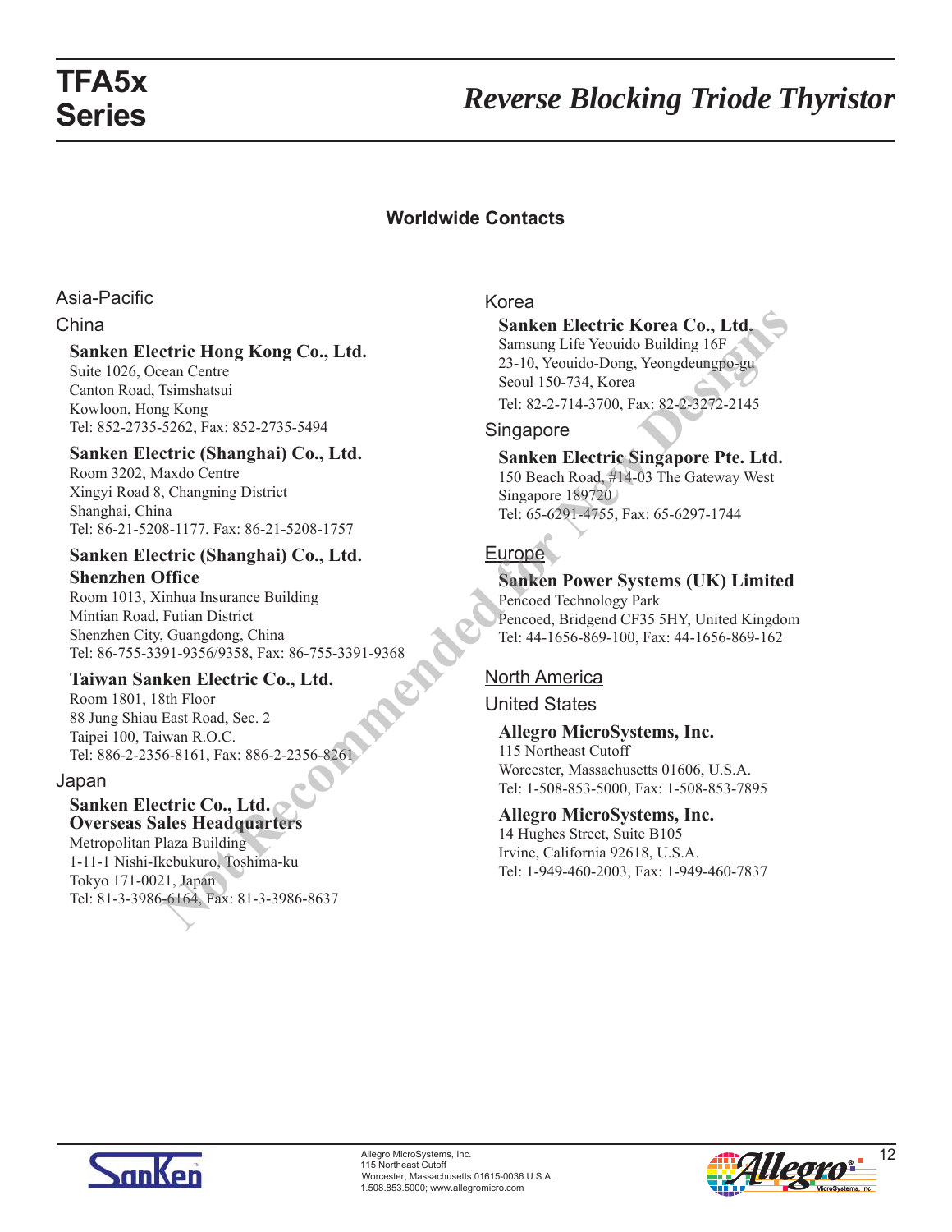## Worldwide Contacts

### Asia-Pacific

#### China

**Sanken Electric Hong Kong Co., Ltd.**
Suite 1026, Ocean Centre
Canton Road, Tsimshatsui
Kowloon, Hong Kong
Tel: 852-2735-5262, Fax: 852-2735-5494

**Sanken Electric (Shanghai) Co., Ltd.**
Room 3202, Maxdo Centre
Xingyi Road 8, Changning District
Shanghai, China
Tel: 86-21-5208-1177, Fax: 86-21-5208-1757

**Sanken Electric (Shanghai) Co., Ltd.**
**Shenzhen Office**
Room 1013, Xinhua Insurance Building
Mintian Road, Futian District
Shenzhen City, Guangdong, China
Tel: 86-755-3391-9356/9358, Fax: 86-755-3391-9368

**Taiwan Sanken Electric Co., Ltd.**
Room 1801, 18th Floor
88 Jung Shiau East Road, Sec. 2
Taipei 100, Taiwan R.O.C.
Tel: 886-2-2356-8161, Fax: 886-2-2356-8261

#### Japan

**Sanken Electric Co., Ltd.**
**Overseas Sales Headquarters**
Metropolitan Plaza Building
1-11-1 Nishi-Ikebukuro, Toshima-ku
Tokyo 171-0021, Japan
Tel: 81-3-3986-6164, Fax: 81-3-3986-8637

#### Korea

**Sanken Electric Korea Co., Ltd.**
Samsung Life Yeouido Building 16F
23-10, Yeouido-Dong, Yeongdeungpo-gu
Seoul 150-734, Korea
Tel: 82-2-714-3700, Fax: 82-2-3272-2145

#### Singapore

**Sanken Electric Singapore Pte. Ltd.**
150 Beach Road, #14-03 The Gateway West
Singapore 189720
Tel: 65-6291-4755, Fax: 65-6297-1744

### Europe

**Sanken Power Systems (UK) Limited**
Pencoed Technology Park
Pencoed, Bridgend CF35 5HY, United Kingdom
Tel: 44-1656-869-100, Fax: 44-1656-869-162

### North America

#### United States

**Allegro MicroSystems, Inc.**
115 Northeast Cutoff
Worcester, Massachusetts 01606, U.S.A.
Tel: 1-508-853-5000, Fax: 1-508-853-7895

**Allegro MicroSystems, Inc.**
14 Hughes Street, Suite B105
Irvine, California 92618, U.S.A.
Tel: 1-949-460-2003, Fax: 1-949-460-7837

Not Recommended for New Designs